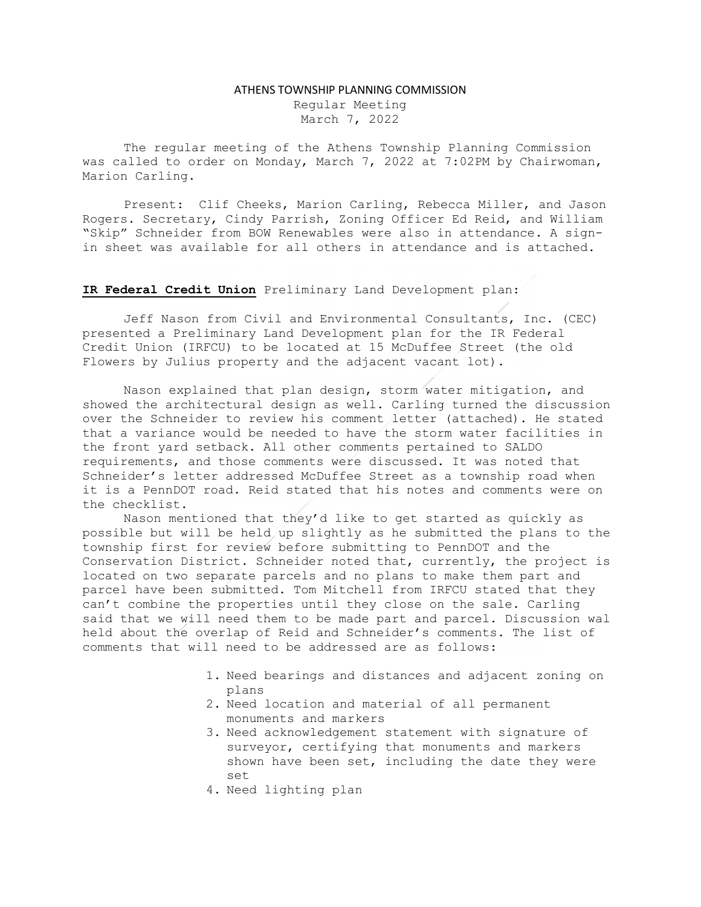# ATHENS TOWNSHIP PLANNING COMMISSION

Regular Meeting
March 7, 2022

The regular meeting of the Athens Township Planning Commission was called to order on Monday, March 7, 2022 at 7:02PM by Chairwoman, Marion Carling.

Present: Clif Cheeks, Marion Carling, Rebecca Miller, and Jason Rogers. Secretary, Cindy Parrish, Zoning Officer Ed Reid, and William "Skip" Schneider from BOW Renewables were also in attendance. A sign-in sheet was available for all others in attendance and is attached.

**IR Federal Credit Union** Preliminary Land Development plan:

Jeff Nason from Civil and Environmental Consultants, Inc. (CEC) presented a Preliminary Land Development plan for the IR Federal Credit Union (IRFCU) to be located at 15 McDuffee Street (the old Flowers by Julius property and the adjacent vacant lot).

Nason explained that plan design, storm water mitigation, and showed the architectural design as well. Carling turned the discussion over the Schneider to review his comment letter (attached). He stated that a variance would be needed to have the storm water facilities in the front yard setback. All other comments pertained to SALDO requirements, and those comments were discussed. It was noted that Schneider's letter addressed McDuffee Street as a township road when it is a PennDOT road. Reid stated that his notes and comments were on the checklist.

Nason mentioned that they'd like to get started as quickly as possible but will be held up slightly as he submitted the plans to the township first for review before submitting to PennDOT and the Conservation District. Schneider noted that, currently, the project is located on two separate parcels and no plans to make them part and parcel have been submitted. Tom Mitchell from IRFCU stated that they can't combine the properties until they close on the sale. Carling said that we will need them to be made part and parcel. Discussion wal held about the overlap of Reid and Schneider's comments. The list of comments that will need to be addressed are as follows:

1. Need bearings and distances and adjacent zoning on plans
2. Need location and material of all permanent monuments and markers
3. Need acknowledgement statement with signature of surveyor, certifying that monuments and markers shown have been set, including the date they were set
4. Need lighting plan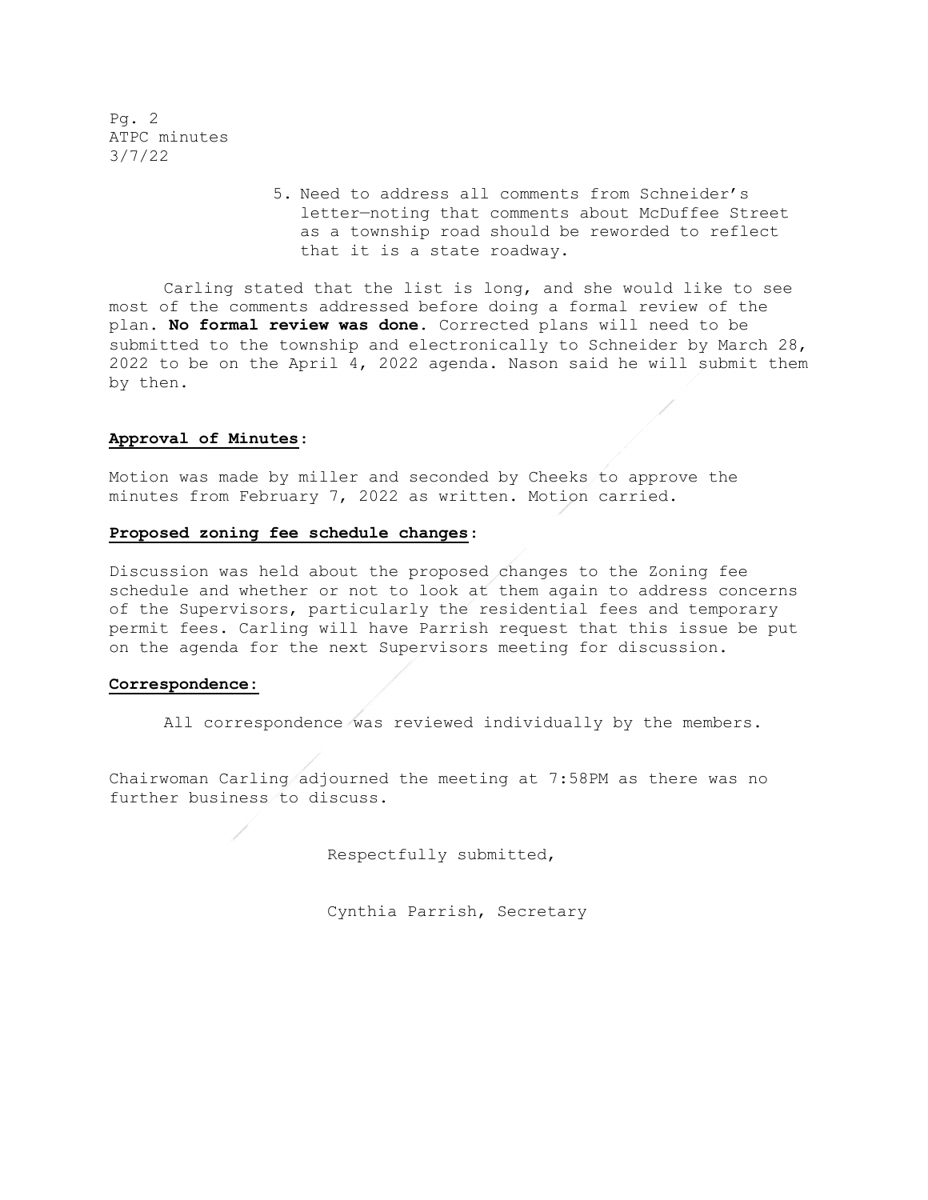5. Need to address all comments from Schneider's letter—noting that comments about McDuffee Street as a township road should be reworded to reflect that it is a state roadway.

Carling stated that the list is long, and she would like to see most of the comments addressed before doing a formal review of the plan. **No formal review was done.** Corrected plans will need to be submitted to the township and electronically to Schneider by March 28, 2022 to be on the April 4, 2022 agenda. Nason said he will submit them by then.

**Approval of Minutes:**

Motion was made by miller and seconded by Cheeks to approve the minutes from February 7, 2022 as written. Motion carried.

**Proposed zoning fee schedule changes:**

Discussion was held about the proposed changes to the Zoning fee schedule and whether or not to look at them again to address concerns of the Supervisors, particularly the residential fees and temporary permit fees. Carling will have Parrish request that this issue be put on the agenda for the next Supervisors meeting for discussion.

**Correspondence:**

All correspondence was reviewed individually by the members.

Chairwoman Carling adjourned the meeting at 7:58PM as there was no further business to discuss.

Respectfully submitted,

Cynthia Parrish, Secretary